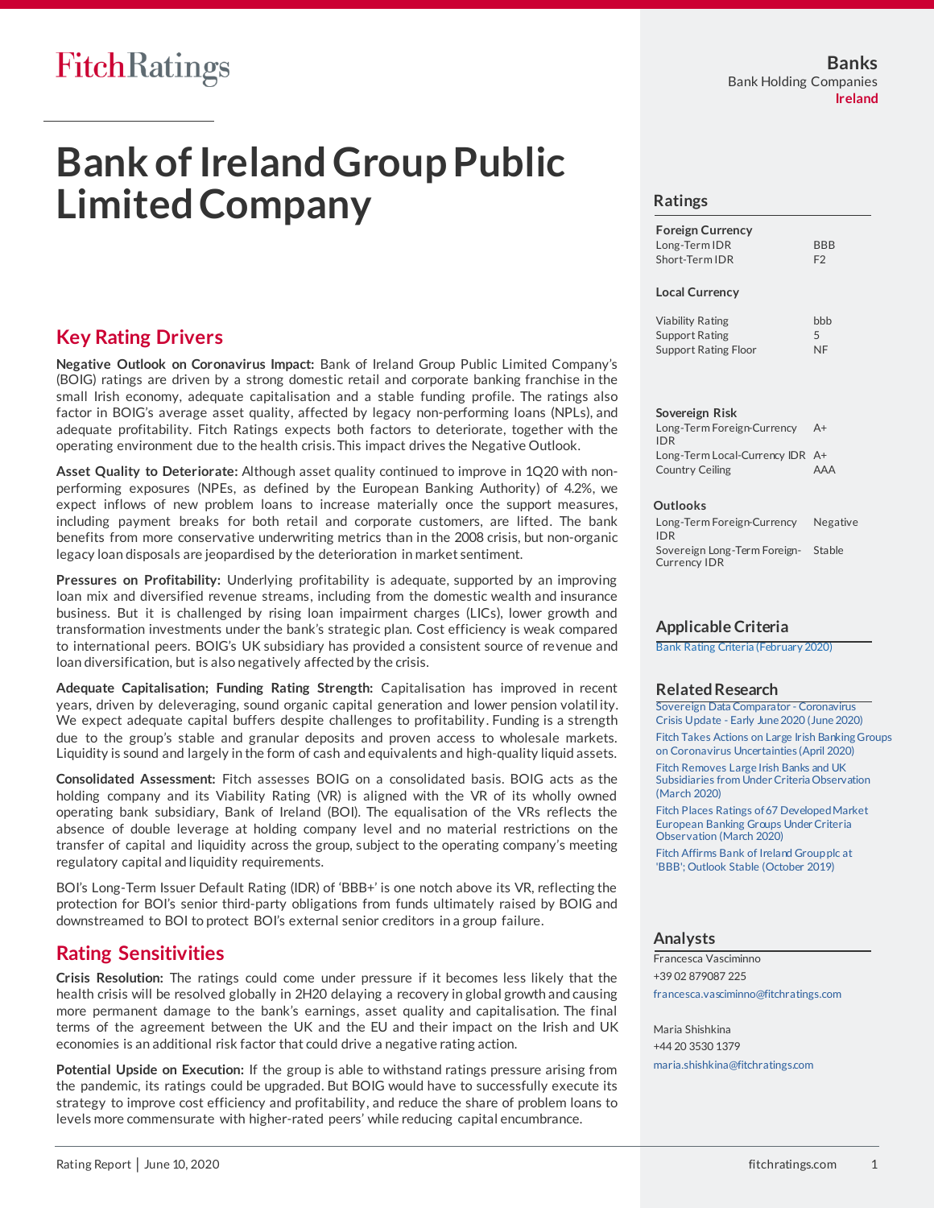Fitch Ratings

**Banks**
Bank Holding Companies
**Ireland**

# Bank of Ireland Group Public Limited Company

## Key Rating Drivers

**Negative Outlook on Coronavirus Impact:** Bank of Ireland Group Public Limited Company's (BOIG) ratings are driven by a strong domestic retail and corporate banking franchise in the small Irish economy, adequate capitalisation and a stable funding profile. The ratings also factor in BOIG's average asset quality, affected by legacy non-performing loans (NPLs), and adequate profitability. Fitch Ratings expects both factors to deteriorate, together with the operating environment due to the health crisis. This impact drives the Negative Outlook.

**Asset Quality to Deteriorate:** Although asset quality continued to improve in 1Q20 with non-performing exposures (NPEs, as defined by the European Banking Authority) of 4.2%, we expect inflows of new problem loans to increase materially once the support measures, including payment breaks for both retail and corporate customers, are lifted. The bank benefits from more conservative underwriting metrics than in the 2008 crisis, but non-organic legacy loan disposals are jeopardised by the deterioration in market sentiment.

**Pressures on Profitability:** Underlying profitability is adequate, supported by an improving loan mix and diversified revenue streams, including from the domestic wealth and insurance business. But it is challenged by rising loan impairment charges (LICs), lower growth and transformation investments under the bank's strategic plan. Cost efficiency is weak compared to international peers. BOIG's UK subsidiary has provided a consistent source of revenue and loan diversification, but is also negatively affected by the crisis.

**Adequate Capitalisation; Funding Rating Strength:** Capitalisation has improved in recent years, driven by deleveraging, sound organic capital generation and lower pension volatility. We expect adequate capital buffers despite challenges to profitability. Funding is a strength due to the group's stable and granular deposits and proven access to wholesale markets. Liquidity is sound and largely in the form of cash and equivalents and high-quality liquid assets.

**Consolidated Assessment:** Fitch assesses BOIG on a consolidated basis. BOIG acts as the holding company and its Viability Rating (VR) is aligned with the VR of its wholly owned operating bank subsidiary, Bank of Ireland (BOI). The equalisation of the VRs reflects the absence of double leverage at holding company level and no material restrictions on the transfer of capital and liquidity across the group, subject to the operating company's meeting regulatory capital and liquidity requirements.

BOI's Long-Term Issuer Default Rating (IDR) of 'BBB+' is one notch above its VR, reflecting the protection for BOI's senior third-party obligations from funds ultimately raised by BOIG and downstreamed to BOI to protect BOI's external senior creditors in a group failure.

## Rating Sensitivities

**Crisis Resolution:** The ratings could come under pressure if it becomes less likely that the health crisis will be resolved globally in 2H20 delaying a recovery in global growth and causing more permanent damage to the bank's earnings, asset quality and capitalisation. The final terms of the agreement between the UK and the EU and their impact on the Irish and UK economies is an additional risk factor that could drive a negative rating action.

**Potential Upside on Execution:** If the group is able to withstand ratings pressure arising from the pandemic, its ratings could be upgraded. But BOIG would have to successfully execute its strategy to improve cost efficiency and profitability, and reduce the share of problem loans to levels more commensurate with higher-rated peers' while reducing capital encumbrance.

## Ratings

| | |
|---|---|
| **Foreign Currency** | |
| Long-Term IDR | BBB |
| Short-Term IDR | F2 |
| **Local Currency** | |
| Viability Rating | bbb |
| Support Rating | 5 |
| Support Rating Floor | NF |

| | |
|---|---|
| **Sovereign Risk** | |
| Long-Term Foreign-Currency IDR | A+ |
| Long-Term Local-Currency IDR | A+ |
| Country Ceiling | AAA |

| | |
|---|---|
| **Outlooks** | |
| Long-Term Foreign-Currency IDR | Negative |
| Sovereign Long-Term Foreign-Currency IDR | Stable |

## Applicable Criteria

Bank Rating Criteria (February 2020)

## Related Research

Sovereign Data Comparator - Coronavirus Crisis Update - Early June 2020 (June 2020)

Fitch Takes Actions on Large Irish Banking Groups on Coronavirus Uncertainties (April 2020)

Fitch Removes Large Irish Banks and UK Subsidiaries from Under Criteria Observation (March 2020)

Fitch Places Ratings of 67 Developed Market European Banking Groups Under Criteria Observation (March 2020)

Fitch Affirms Bank of Ireland Group plc at 'BBB'; Outlook Stable (October 2019)

## Analysts

Francesca Vasciminno
+39 02 879087 225
francesca.vasciminno@fitchratings.com

Maria Shishkina
+44 20 3530 1379
maria.shishkina@fitchratings.com

Rating Report | June 10, 2020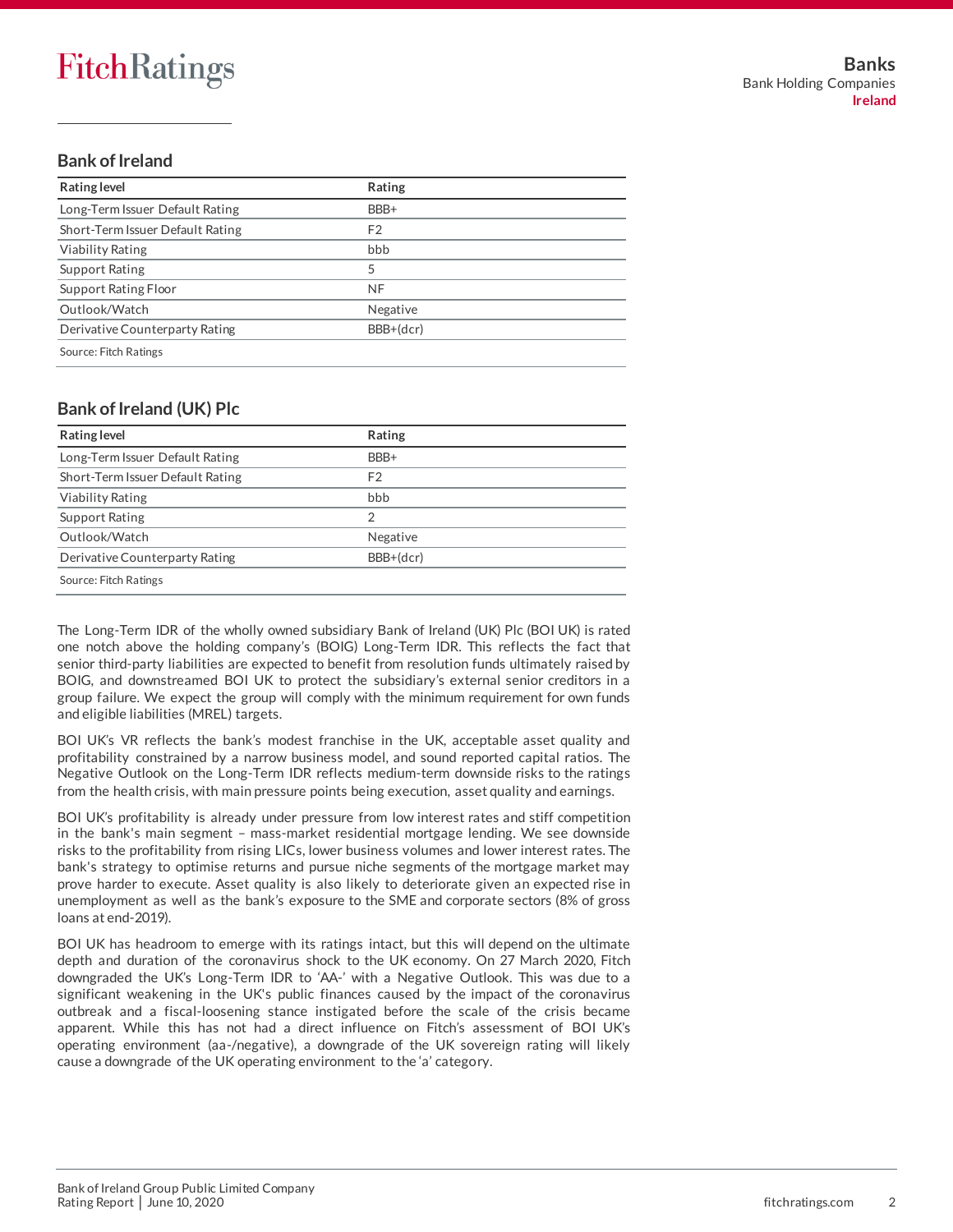## Bank of Ireland

| Rating level | Rating |
|---|---|
| Long-Term Issuer Default Rating | BBB+ |
| Short-Term Issuer Default Rating | F2 |
| Viability Rating | bbb |
| Support Rating | 5 |
| Support Rating Floor | NF |
| Outlook/Watch | Negative |
| Derivative Counterparty Rating | BBB+(dcr) |

Source: Fitch Ratings

## Bank of Ireland (UK) Plc

| Rating level | Rating |
|---|---|
| Long-Term Issuer Default Rating | BBB+ |
| Short-Term Issuer Default Rating | F2 |
| Viability Rating | bbb |
| Support Rating | 2 |
| Outlook/Watch | Negative |
| Derivative Counterparty Rating | BBB+(dcr) |

Source: Fitch Ratings

The Long-Term IDR of the wholly owned subsidiary Bank of Ireland (UK) Plc (BOI UK) is rated one notch above the holding company's (BOIG) Long-Term IDR. This reflects the fact that senior third-party liabilities are expected to benefit from resolution funds ultimately raised by BOIG, and downstreamed BOI UK to protect the subsidiary's external senior creditors in a group failure. We expect the group will comply with the minimum requirement for own funds and eligible liabilities (MREL) targets.

BOI UK's VR reflects the bank's modest franchise in the UK, acceptable asset quality and profitability constrained by a narrow business model, and sound reported capital ratios. The Negative Outlook on the Long-Term IDR reflects medium-term downside risks to the ratings from the health crisis, with main pressure points being execution, asset quality and earnings.

BOI UK's profitability is already under pressure from low interest rates and stiff competition in the bank's main segment – mass-market residential mortgage lending. We see downside risks to the profitability from rising LICs, lower business volumes and lower interest rates. The bank's strategy to optimise returns and pursue niche segments of the mortgage market may prove harder to execute. Asset quality is also likely to deteriorate given an expected rise in unemployment as well as the bank's exposure to the SME and corporate sectors (8% of gross loans at end-2019).

BOI UK has headroom to emerge with its ratings intact, but this will depend on the ultimate depth and duration of the coronavirus shock to the UK economy. On 27 March 2020, Fitch downgraded the UK's Long-Term IDR to 'AA-' with a Negative Outlook. This was due to a significant weakening in the UK's public finances caused by the impact of the coronavirus outbreak and a fiscal-loosening stance instigated before the scale of the crisis became apparent. While this has not had a direct influence on Fitch's assessment of BOI UK's operating environment (aa-/negative), a downgrade of the UK sovereign rating will likely cause a downgrade of the UK operating environment to the 'a' category.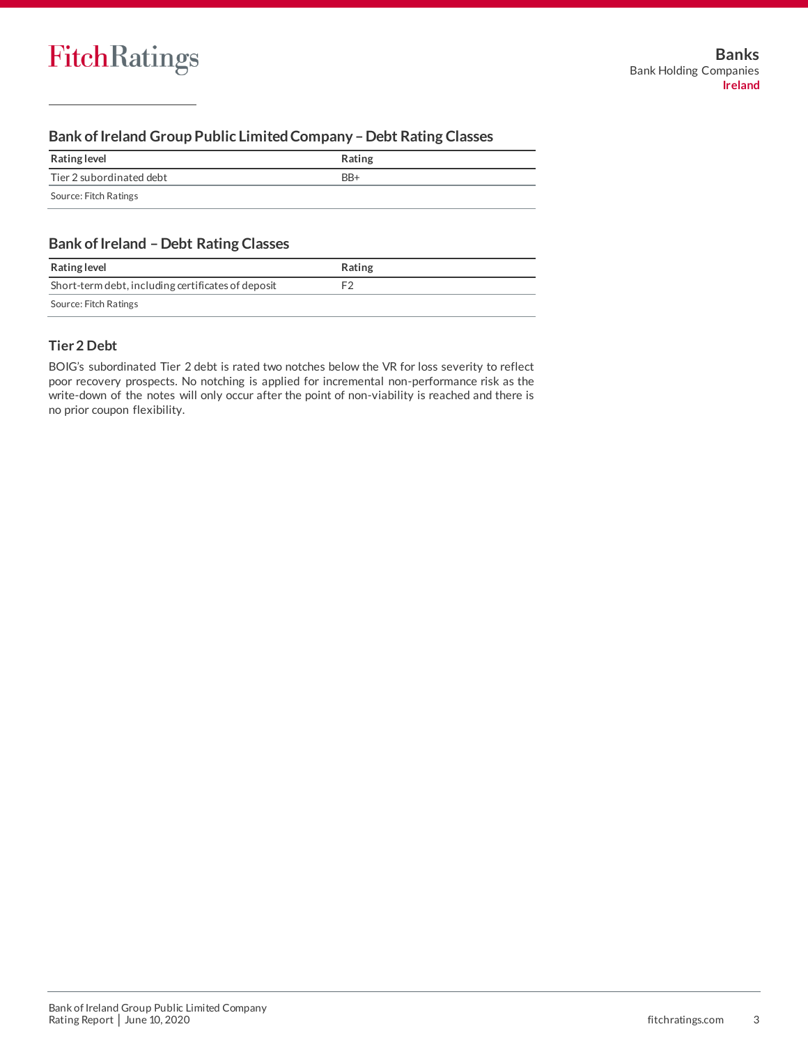## Bank of Ireland Group Public Limited Company – Debt Rating Classes

| Rating level | Rating |
|---|---|
| Tier 2 subordinated debt | BB+ |

Source: Fitch Ratings

## Bank of Ireland – Debt Rating Classes

| Rating level | Rating |
|---|---|
| Short-term debt, including certificates of deposit | F2 |

Source: Fitch Ratings

### Tier 2 Debt

BOIG's subordinated Tier 2 debt is rated two notches below the VR for loss severity to reflect poor recovery prospects. No notching is applied for incremental non-performance risk as the write-down of the notes will only occur after the point of non-viability is reached and there is no prior coupon flexibility.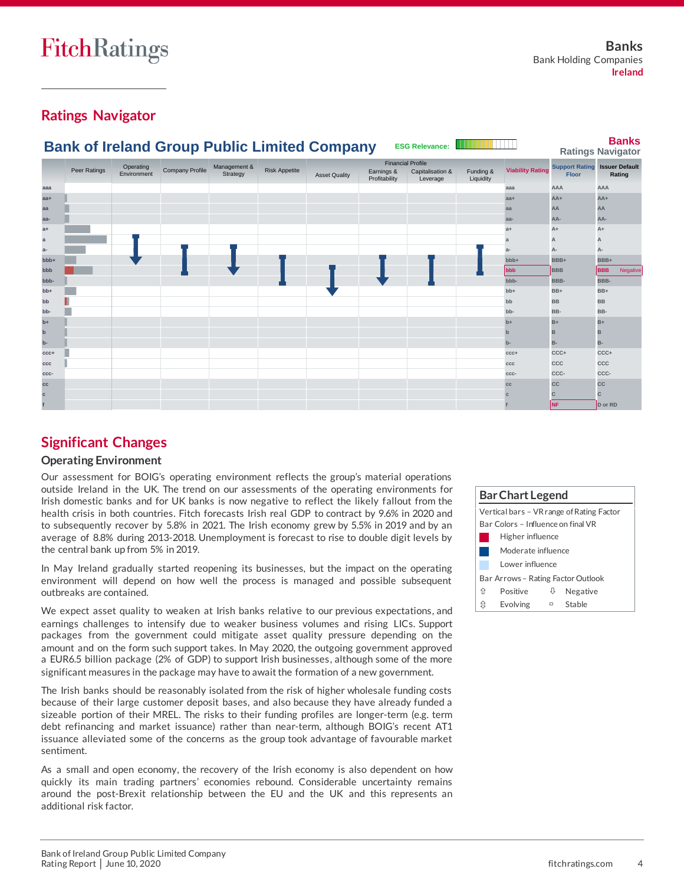## Ratings Navigator

**Bank of Ireland Group Public Limited Company** — ESG Relevance:

**Banks** Ratings Navigator

| | Peer Ratings | Operating Environment | Company Profile | Management & Strategy | Risk Appetite | Asset Quality | Financial Profile: Earnings & Profitability | Financial Profile: Capitalisation & Leverage | Financial Profile: Funding & Liquidity | Viability Rating | Support Rating Floor | Issuer Default Rating |
|---|---|---|---|---|---|---|---|---|---|---|---|---|
| aaa | | | | | | | | | | aaa | AAA | AAA |
| aa+ | | | | | | | | | | aa+ | AA+ | AA+ |
| aa | | | | | | | | | | aa | AA | AA |
| aa- | | | | | | | | | | aa- | AA- | AA- |
| a+ | | | | | | | | | | a+ | A+ | A+ |
| a | | | | | | | | | | a | A | A |
| a- | | | | | | | | | | a- | A- | A- |
| bbb+ | | | | | | | | | | bbb+ | BBB+ | BBB+ |
| bbb | | | | | | | | | | bbb | BBB | BBB Negative |
| bbb- | | | | | | | | | | bbb- | BBB- | BBB- |
| bb+ | | | | | | | | | | bb+ | BB+ | BB+ |
| bb | | | | | | | | | | bb | BB | BB |
| bb- | | | | | | | | | | bb- | BB- | BB- |
| b+ | | | | | | | | | | b+ | B+ | B+ |
| b | | | | | | | | | | b | B | B |
| b- | | | | | | | | | | b- | B- | B- |
| ccc+ | | | | | | | | | | ccc+ | CCC+ | CCC+ |
| ccc | | | | | | | | | | ccc | CCC | CCC |
| ccc- | | | | | | | | | | ccc- | CCC- | CCC- |
| cc | | | | | | | | | | cc | CC | CC |
| c | | | | | | | | | | c | C | C |
| f | | | | | | | | | | f | NF | D or RD |

**Bar Chart Legend**

Vertical bars – VR range of Rating Factor

Bar Colors – Influence on final VR

- Higher influence
- Moderate influence
- Lower influence

Bar Arrows – Rating Factor Outlook

- ⇧ Positive
- ⇩ Negative
- ⇳ Evolving
- ▫ Stable

## Significant Changes

### Operating Environment

Our assessment for BOIG's operating environment reflects the group's material operations outside Ireland in the UK. The trend on our assessments of the operating environments for Irish domestic banks and for UK banks is now negative to reflect the likely fallout from the health crisis in both countries. Fitch forecasts Irish real GDP to contract by 9.6% in 2020 and to subsequently recover by 5.8% in 2021. The Irish economy grew by 5.5% in 2019 and by an average of 8.8% during 2013-2018. Unemployment is forecast to rise to double digit levels by the central bank up from 5% in 2019.

In May Ireland gradually started reopening its businesses, but the impact on the operating environment will depend on how well the process is managed and possible subsequent outbreaks are contained.

We expect asset quality to weaken at Irish banks relative to our previous expectations, and earnings challenges to intensify due to weaker business volumes and rising LICs. Support packages from the government could mitigate asset quality pressure depending on the amount and on the form such support takes. In May 2020, the outgoing government approved a EUR6.5 billion package (2% of GDP) to support Irish businesses, although some of the more significant measures in the package may have to await the formation of a new government.

The Irish banks should be reasonably isolated from the risk of higher wholesale funding costs because of their large customer deposit bases, and also because they have already funded a sizeable portion of their MREL. The risks to their funding profiles are longer-term (e.g. term debt refinancing and market issuance) rather than near-term, although BOIG's recent AT1 issuance alleviated some of the concerns as the group took advantage of favourable market sentiment.

As a small and open economy, the recovery of the Irish economy is also dependent on how quickly its main trading partners' economies rebound. Considerable uncertainty remains around the post-Brexit relationship between the EU and the UK and this represents an additional risk factor.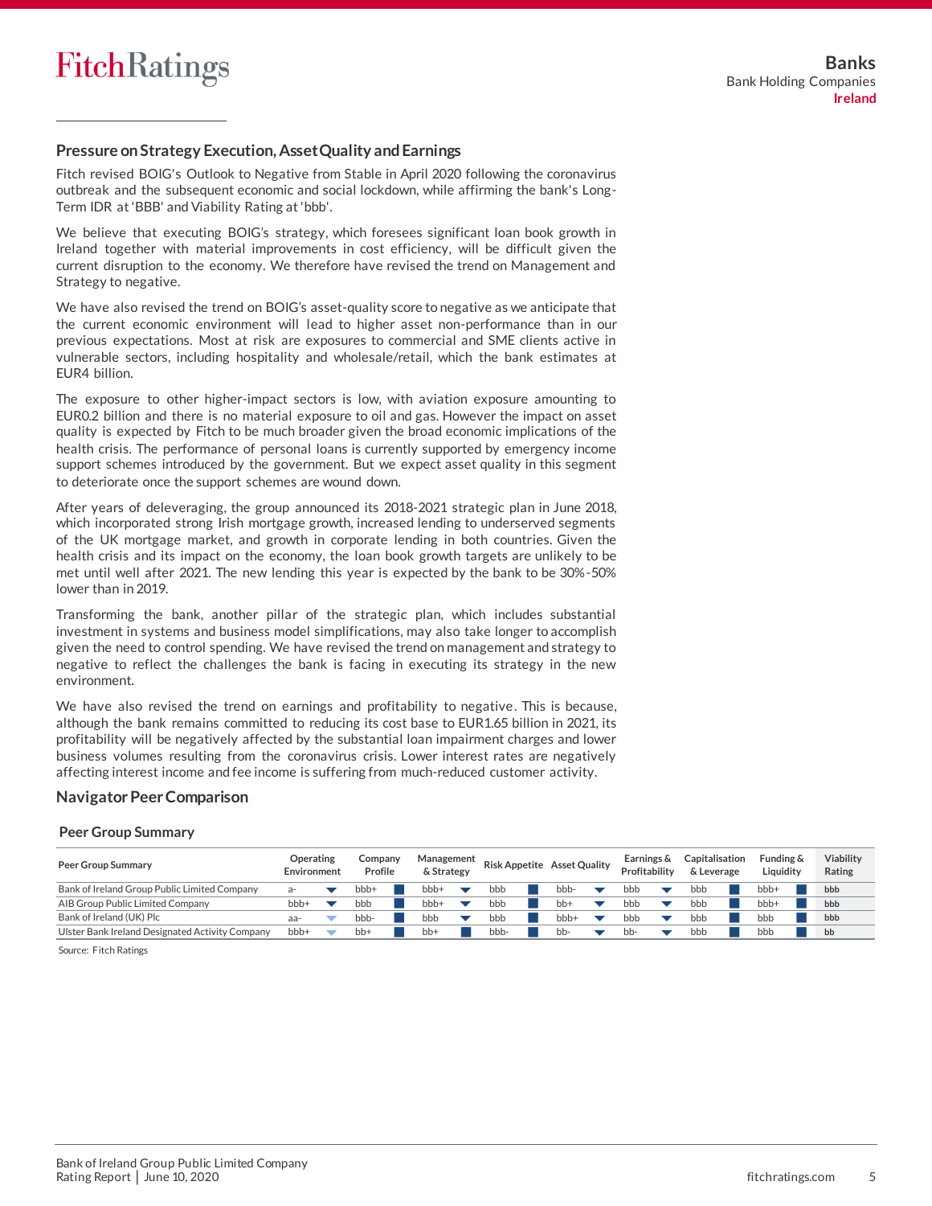## Pressure on Strategy Execution, Asset Quality and Earnings

Fitch revised BOIG's Outlook to Negative from Stable in April 2020 following the coronavirus outbreak and the subsequent economic and social lockdown, while affirming the bank's Long-Term IDR at 'BBB' and Viability Rating at 'bbb'.

We believe that executing BOIG's strategy, which foresees significant loan book growth in Ireland together with material improvements in cost efficiency, will be difficult given the current disruption to the economy. We therefore have revised the trend on Management and Strategy to negative.

We have also revised the trend on BOIG's asset-quality score to negative as we anticipate that the current economic environment will lead to higher asset non-performance than in our previous expectations. Most at risk are exposures to commercial and SME clients active in vulnerable sectors, including hospitality and wholesale/retail, which the bank estimates at EUR4 billion.

The exposure to other higher-impact sectors is low, with aviation exposure amounting to EUR0.2 billion and there is no material exposure to oil and gas. However the impact on asset quality is expected by Fitch to be much broader given the broad economic implications of the health crisis. The performance of personal loans is currently supported by emergency income support schemes introduced by the government. But we expect asset quality in this segment to deteriorate once the support schemes are wound down.

After years of deleveraging, the group announced its 2018-2021 strategic plan in June 2018, which incorporated strong Irish mortgage growth, increased lending to underserved segments of the UK mortgage market, and growth in corporate lending in both countries. Given the health crisis and its impact on the economy, the loan book growth targets are unlikely to be met until well after 2021. The new lending this year is expected by the bank to be 30%-50% lower than in 2019.

Transforming the bank, another pillar of the strategic plan, which includes substantial investment in systems and business model simplifications, may also take longer to accomplish given the need to control spending. We have revised the trend on management and strategy to negative to reflect the challenges the bank is facing in executing its strategy in the new environment.

We have also revised the trend on earnings and profitability to negative. This is because, although the bank remains committed to reducing its cost base to EUR1.65 billion in 2021, its profitability will be negatively affected by the substantial loan impairment charges and lower business volumes resulting from the coronavirus crisis. Lower interest rates are negatively affecting interest income and fee income is suffering from much-reduced customer activity.

## Navigator Peer Comparison

### Peer Group Summary

| Peer Group Summary | Operating Environment | Company Profile | Management & Strategy | Risk Appetite | Asset Quality | Earnings & Profitability | Capitalisation & Leverage | Funding & Liquidity | Viability Rating |
|---|---|---|---|---|---|---|---|---|---|
| Bank of Ireland Group Public Limited Company | a- | bbb+ | bbb+ | bbb | bbb- | bbb | bbb | bbb+ | bbb |
| AIB Group Public Limited Company | bbb+ | bbb | bbb+ | bbb | bb+ | bbb | bbb | bbb+ | bbb |
| Bank of Ireland (UK) Plc | aa- | bbb- | bbb | bbb | bbb+ | bbb | bbb | bbb | bbb |
| Ulster Bank Ireland Designated Activity Company | bbb+ | bb+ | bb+ | bbb- | bb- | bb- | bbb | bbb | bb |

Source: Fitch Ratings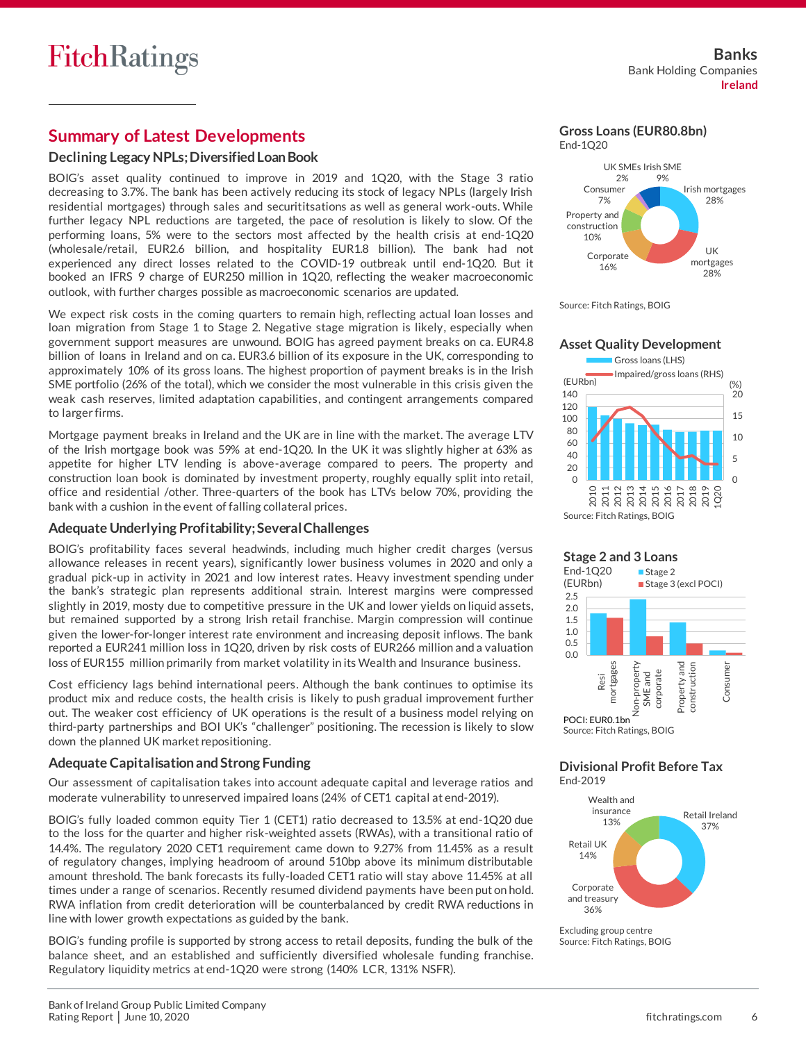## Summary of Latest Developments

### Declining Legacy NPLs; Diversified Loan Book

BOIG's asset quality continued to improve in 2019 and 1Q20, with the Stage 3 ratio decreasing to 3.7%. The bank has been actively reducing its stock of legacy NPLs (largely Irish residential mortgages) through sales and securititsations as well as general work-outs. While further legacy NPL reductions are targeted, the pace of resolution is likely to slow. Of the performing loans, 5% were to the sectors most affected by the health crisis at end-1Q20 (wholesale/retail, EUR2.6 billion, and hospitality EUR1.8 billion). The bank had not experienced any direct losses related to the COVID-19 outbreak until end-1Q20. But it booked an IFRS 9 charge of EUR250 million in 1Q20, reflecting the weaker macroeconomic outlook, with further charges possible as macroeconomic scenarios are updated.

We expect risk costs in the coming quarters to remain high, reflecting actual loan losses and loan migration from Stage 1 to Stage 2. Negative stage migration is likely, especially when government support measures are unwound. BOIG has agreed payment breaks on ca. EUR4.8 billion of loans in Ireland and on ca. EUR3.6 billion of its exposure in the UK, corresponding to approximately 10% of its gross loans. The highest proportion of payment breaks is in the Irish SME portfolio (26% of the total), which we consider the most vulnerable in this crisis given the weak cash reserves, limited adaptation capabilities, and contingent arrangements compared to larger firms.

Mortgage payment breaks in Ireland and the UK are in line with the market. The average LTV of the Irish mortgage book was 59% at end-1Q20. In the UK it was slightly higher at 63% as appetite for higher LTV lending is above-average compared to peers. The property and construction loan book is dominated by investment property, roughly equally split into retail, office and residential /other. Three-quarters of the book has LTVs below 70%, providing the bank with a cushion in the event of falling collateral prices.

### Adequate Underlying Profitability; Several Challenges

BOIG's profitability faces several headwinds, including much higher credit charges (versus allowance releases in recent years), significantly lower business volumes in 2020 and only a gradual pick-up in activity in 2021 and low interest rates. Heavy investment spending under the bank's strategic plan represents additional strain. Interest margins were compressed slightly in 2019, mostly due to competitive pressure in the UK and lower yields on liquid assets, but remained supported by a strong Irish retail franchise. Margin compression will continue given the lower-for-longer interest rate environment and increasing deposit inflows. The bank reported a EUR241 million loss in 1Q20, driven by risk costs of EUR266 million and a valuation loss of EUR155 million primarily from market volatility in its Wealth and Insurance business.

Cost efficiency lags behind international peers. Although the bank continues to optimise its product mix and reduce costs, the health crisis is likely to push gradual improvement further out. The weaker cost efficiency of UK operations is the result of a business model relying on third-party partnerships and BOI UK's "challenger" positioning. The recession is likely to slow down the planned UK market repositioning.

### Adequate Capitalisation and Strong Funding

Our assessment of capitalisation takes into account adequate capital and leverage ratios and moderate vulnerability to unreserved impaired loans (24% of CET1 capital at end-2019).

BOIG's fully loaded common equity Tier 1 (CET1) ratio decreased to 13.5% at end-1Q20 due to the loss for the quarter and higher risk-weighted assets (RWAs), with a transitional ratio of 14.4%. The regulatory 2020 CET1 requirement came down to 9.27% from 11.45% as a result of regulatory changes, implying headroom of around 510bp above its minimum distributable amount threshold. The bank forecasts its fully-loaded CET1 ratio will stay above 11.45% at all times under a range of scenarios. Recently resumed dividend payments have been put on hold. RWA inflation from credit deterioration will be counterbalanced by credit RWA reductions in line with lower growth expectations as guided by the bank.

BOIG's funding profile is supported by strong access to retail deposits, funding the bulk of the balance sheet, and an established and sufficiently diversified wholesale funding franchise. Regulatory liquidity metrics at end-1Q20 were strong (140% LCR, 131% NSFR).

### Gross Loans (EUR80.8bn)

End-1Q20

| Segment | Share |
|---|---|
| Irish mortgages | 28% |
| UK mortgages | 28% |
| Corporate | 16% |
| Property and construction | 10% |
| Consumer | 7% |
| UK SMEs | 2% |
| Irish SME | 9% |

Source: Fitch Ratings, BOIG

### Asset Quality Development

Gross loans (LHS); Impaired/gross loans (RHS)

(EURbn) / (%)

Years: 2010, 2011, 2012, 2013, 2014, 2015, 2016, 2017, 2018, 2019, 1Q20

Source: Fitch Ratings, BOIG

### Stage 2 and 3 Loans

End-1Q20 (EURbn)

Stage 2; Stage 3 (excl POCI)

Categories: Resi mortgages; Non-property SME and corporate; Property and construction; Consumer

POCI: EUR0.1bn

Source: Fitch Ratings, BOIG

### Divisional Profit Before Tax

End-2019

| Division | Share |
|---|---|
| Retail Ireland | 37% |
| Corporate and treasury | 36% |
| Retail UK | 14% |
| Wealth and insurance | 13% |

Excluding group centre

Source: Fitch Ratings, BOIG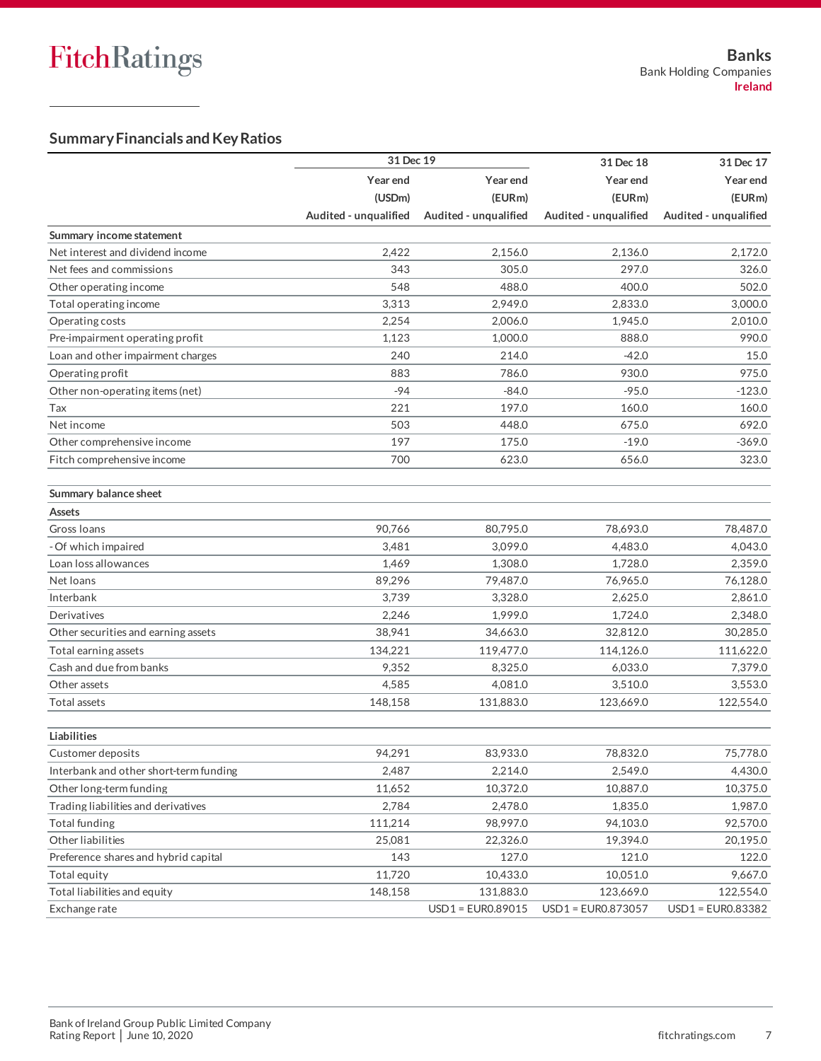## Summary Financials and Key Ratios

| | 31 Dec 19 | | 31 Dec 18 | 31 Dec 17 |
|---|---|---|---|---|
| | Year end | Year end | Year end | Year end |
| | (USDm) | (EURm) | (EURm) | (EURm) |
| | Audited - unqualified | Audited - unqualified | Audited - unqualified | Audited - unqualified |
| **Summary income statement** | | | | |
| Net interest and dividend income | 2,422 | 2,156.0 | 2,136.0 | 2,172.0 |
| Net fees and commissions | 343 | 305.0 | 297.0 | 326.0 |
| Other operating income | 548 | 488.0 | 400.0 | 502.0 |
| Total operating income | 3,313 | 2,949.0 | 2,833.0 | 3,000.0 |
| Operating costs | 2,254 | 2,006.0 | 1,945.0 | 2,010.0 |
| Pre-impairment operating profit | 1,123 | 1,000.0 | 888.0 | 990.0 |
| Loan and other impairment charges | 240 | 214.0 | -42.0 | 15.0 |
| Operating profit | 883 | 786.0 | 930.0 | 975.0 |
| Other non-operating items (net) | -94 | -84.0 | -95.0 | -123.0 |
| Tax | 221 | 197.0 | 160.0 | 160.0 |
| Net income | 503 | 448.0 | 675.0 | 692.0 |
| Other comprehensive income | 197 | 175.0 | -19.0 | -369.0 |
| Fitch comprehensive income | 700 | 623.0 | 656.0 | 323.0 |
| | | | | |
| **Summary balance sheet** | | | | |
| **Assets** | | | | |
| Gross loans | 90,766 | 80,795.0 | 78,693.0 | 78,487.0 |
| - Of which impaired | 3,481 | 3,099.0 | 4,483.0 | 4,043.0 |
| Loan loss allowances | 1,469 | 1,308.0 | 1,728.0 | 2,359.0 |
| Net loans | 89,296 | 79,487.0 | 76,965.0 | 76,128.0 |
| Interbank | 3,739 | 3,328.0 | 2,625.0 | 2,861.0 |
| Derivatives | 2,246 | 1,999.0 | 1,724.0 | 2,348.0 |
| Other securities and earning assets | 38,941 | 34,663.0 | 32,812.0 | 30,285.0 |
| Total earning assets | 134,221 | 119,477.0 | 114,126.0 | 111,622.0 |
| Cash and due from banks | 9,352 | 8,325.0 | 6,033.0 | 7,379.0 |
| Other assets | 4,585 | 4,081.0 | 3,510.0 | 3,553.0 |
| Total assets | 148,158 | 131,883.0 | 123,669.0 | 122,554.0 |
| | | | | |
| **Liabilities** | | | | |
| Customer deposits | 94,291 | 83,933.0 | 78,832.0 | 75,778.0 |
| Interbank and other short-term funding | 2,487 | 2,214.0 | 2,549.0 | 4,430.0 |
| Other long-term funding | 11,652 | 10,372.0 | 10,887.0 | 10,375.0 |
| Trading liabilities and derivatives | 2,784 | 2,478.0 | 1,835.0 | 1,987.0 |
| Total funding | 111,214 | 98,997.0 | 94,103.0 | 92,570.0 |
| Other liabilities | 25,081 | 22,326.0 | 19,394.0 | 20,195.0 |
| Preference shares and hybrid capital | 143 | 127.0 | 121.0 | 122.0 |
| Total equity | 11,720 | 10,433.0 | 10,051.0 | 9,667.0 |
| Total liabilities and equity | 148,158 | 131,883.0 | 123,669.0 | 122,554.0 |
| Exchange rate | | USD1 = EUR0.89015 | USD1 = EUR0.873057 | USD1 = EUR0.83382 |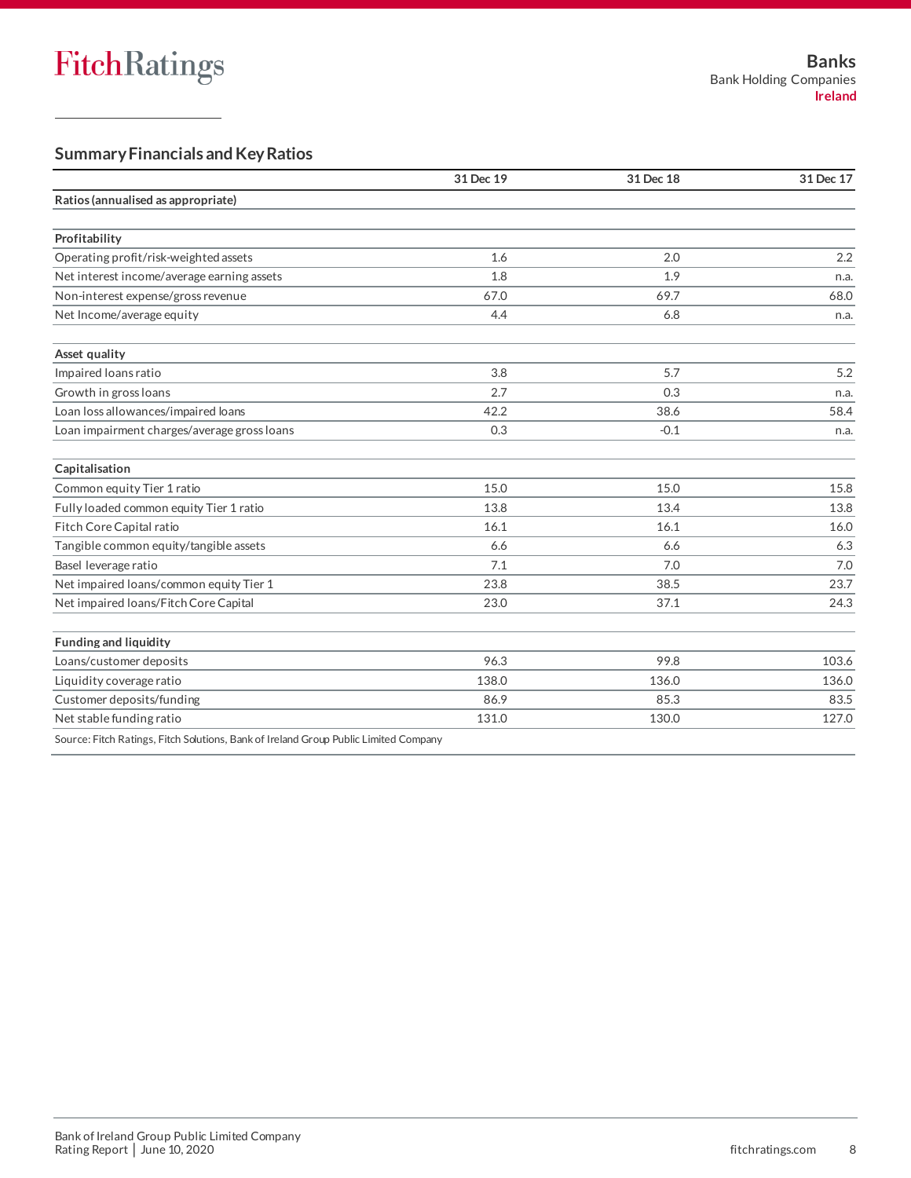## Summary Financials and Key Ratios

| | 31 Dec 19 | 31 Dec 18 | 31 Dec 17 |
|---|---|---|---|
| **Ratios (annualised as appropriate)** | | | |
| **Profitability** | | | |
| Operating profit/risk-weighted assets | 1.6 | 2.0 | 2.2 |
| Net interest income/average earning assets | 1.8 | 1.9 | n.a. |
| Non-interest expense/gross revenue | 67.0 | 69.7 | 68.0 |
| Net Income/average equity | 4.4 | 6.8 | n.a. |
| **Asset quality** | | | |
| Impaired loans ratio | 3.8 | 5.7 | 5.2 |
| Growth in gross loans | 2.7 | 0.3 | n.a. |
| Loan loss allowances/impaired loans | 42.2 | 38.6 | 58.4 |
| Loan impairment charges/average gross loans | 0.3 | -0.1 | n.a. |
| **Capitalisation** | | | |
| Common equity Tier 1 ratio | 15.0 | 15.0 | 15.8 |
| Fully loaded common equity Tier 1 ratio | 13.8 | 13.4 | 13.8 |
| Fitch Core Capital ratio | 16.1 | 16.1 | 16.0 |
| Tangible common equity/tangible assets | 6.6 | 6.6 | 6.3 |
| Basel leverage ratio | 7.1 | 7.0 | 7.0 |
| Net impaired loans/common equity Tier 1 | 23.8 | 38.5 | 23.7 |
| Net impaired loans/Fitch Core Capital | 23.0 | 37.1 | 24.3 |
| **Funding and liquidity** | | | |
| Loans/customer deposits | 96.3 | 99.8 | 103.6 |
| Liquidity coverage ratio | 138.0 | 136.0 | 136.0 |
| Customer deposits/funding | 86.9 | 85.3 | 83.5 |
| Net stable funding ratio | 131.0 | 130.0 | 127.0 |

Source: Fitch Ratings, Fitch Solutions, Bank of Ireland Group Public Limited Company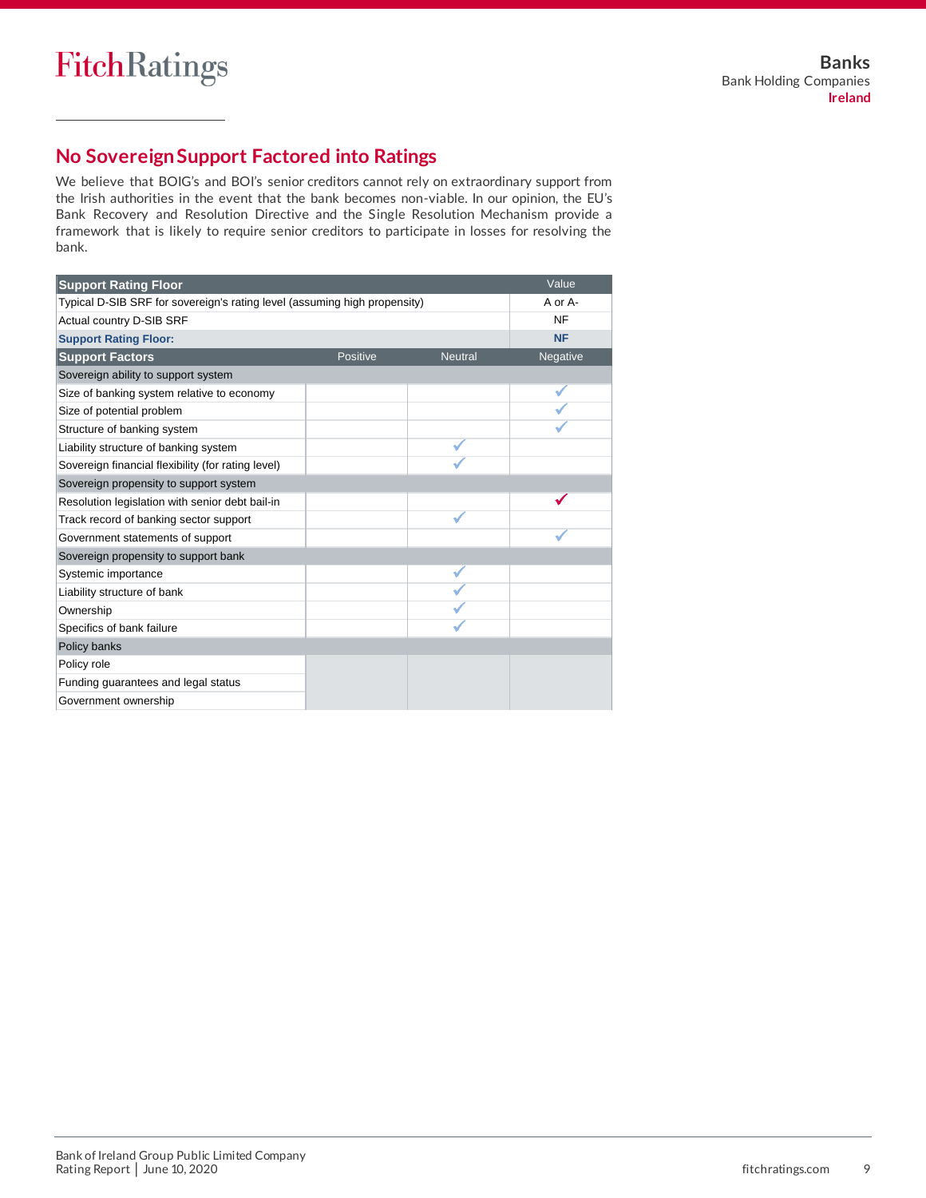## No Sovereign Support Factored into Ratings

We believe that BOIG's and BOI's senior creditors cannot rely on extraordinary support from the Irish authorities in the event that the bank becomes non-viable. In our opinion, the EU's Bank Recovery and Resolution Directive and the Single Resolution Mechanism provide a framework that is likely to require senior creditors to participate in losses for resolving the bank.

| **Support Rating Floor** | | | Value |
|---|---|---|---|
| Typical D-SIB SRF for sovereign's rating level (assuming high propensity) | | | A or A- |
| Actual country D-SIB SRF | | | NF |
| **Support Rating Floor:** | | | **NF** |
| **Support Factors** | Positive | Neutral | Negative |
| Sovereign ability to support system | | | |
| Size of banking system relative to economy | | | ✓ |
| Size of potential problem | | | ✓ |
| Structure of banking system | | | ✓ |
| Liability structure of banking system | | ✓ | |
| Sovereign financial flexibility (for rating level) | | ✓ | |
| Sovereign propensity to support system | | | |
| Resolution legislation with senior debt bail-in | | | ✓ |
| Track record of banking sector support | | ✓ | |
| Government statements of support | | | ✓ |
| Sovereign propensity to support bank | | | |
| Systemic importance | | ✓ | |
| Liability structure of bank | | ✓ | |
| Ownership | | ✓ | |
| Specifics of bank failure | | ✓ | |
| Policy banks | | | |
| Policy role | | | |
| Funding guarantees and legal status | | | |
| Government ownership | | | |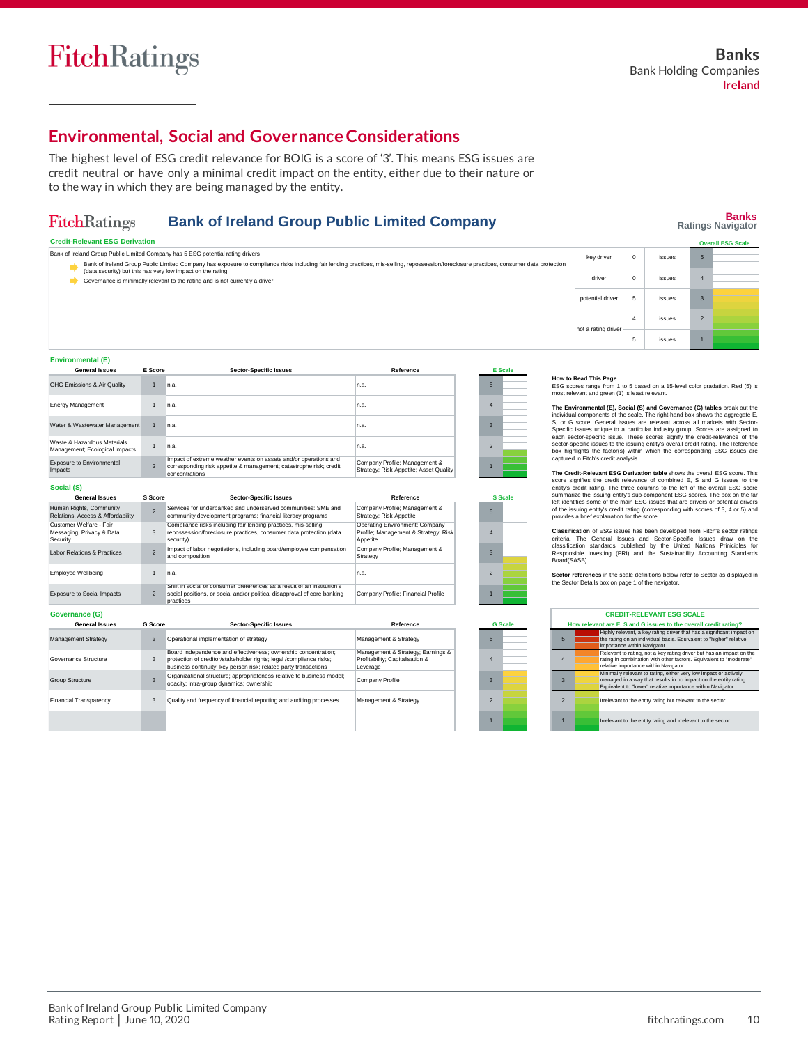## Environmental, Social and Governance Considerations

The highest level of ESG credit relevance for BOIG is a score of '3'. This means ESG issues are credit neutral or have only a minimal credit impact on the entity, either due to their nature or to the way in which they are being managed by the entity.

### Bank of Ireland Group Public Limited Company

**Banks Ratings Navigator**

**Credit-Relevant ESG Derivation**

Bank of Ireland Group Public Limited Company has 5 ESG potential rating drivers

- Bank of Ireland Group Public Limited Company has exposure to compliance risks including fair lending practices, mis-selling, repossession/foreclosure practices, consumer data protection (data security) but this has very low impact on the rating.
- Governance is minimally relevant to the rating and is not currently a driver.

| | | | Overall ESG Scale |
|---|---|---|---|
| key driver | 0 | issues | 5 |
| driver | 0 | issues | 4 |
| potential driver | 5 | issues | 3 |
| not a rating driver | 4 | issues | 2 |
| | 5 | issues | 1 |

**Environmental (E)**

| General Issues | E Score | Sector-Specific Issues | Reference |
|---|---|---|---|
| GHG Emissions & Air Quality | 1 | n.a. | n.a. |
| Energy Management | 1 | n.a. | n.a. |
| Water & Wastewater Management | 1 | n.a. | n.a. |
| Waste & Hazardous Materials Management; Ecological Impacts | 1 | n.a. | n.a. |
| Exposure to Environmental Impacts | 2 | Impact of extreme weather events on assets and/or operations and corresponding risk appetite & management; catastrophe risk; credit concentrations | Company Profile; Management & Strategy; Risk Appetite; Asset Quality |

**Social (S)**

| General Issues | S Score | Sector-Specific Issues | Reference |
|---|---|---|---|
| Human Rights, Community Relations, Access & Affordability | 2 | Services for underbanked and underserved communities: SME and community development programs; financial literacy programs | Company Profile; Management & Strategy; Risk Appetite |
| Customer Welfare - Fair Messaging, Privacy & Data Security | 3 | Compliance risks including fair lending practices, mis-selling, repossession/foreclosure practices, consumer data protection (data security) | Operating Environment; Company Profile; Management & Strategy; Risk Appetite |
| Labor Relations & Practices | 2 | Impact of labor negotiations, including board/employee compensation and composition | Company Profile; Management & Strategy |
| Employee Wellbeing | 1 | n.a. | n.a. |
| Exposure to Social Impacts | 2 | Shift in social or consumer preferences as a result of an institution's social positions, or social and/or political disapproval of core banking practices | Company Profile; Financial Profile |

**Governance (G)**

| General Issues | G Score | Sector-Specific Issues | Reference |
|---|---|---|---|
| Management Strategy | 3 | Operational implementation of strategy | Management & Strategy |
| Governance Structure | 3 | Board independence and effectiveness; ownership concentration; protection of creditor/stakeholder rights; legal /compliance risks; business continuity; key person risk; related party transactions | Management & Strategy; Earnings & Profitability; Capitalisation & Leverage |
| Group Structure | 3 | Organizational structure; appropriateness relative to business model; opacity; intra-group dynamics; ownership | Company Profile |
| Financial Transparency | 3 | Quality and frequency of financial reporting and auditing processes | Management & Strategy |

**How to Read This Page**

ESG scores range from 1 to 5 based on a 15-level color gradation. Red (5) is most relevant and green (1) is least relevant.

**The Environmental (E), Social (S) and Governance (G) tables** break out the individual components of the scale. The right-hand box shows the aggregate E, S, or G score. General Issues are relevant across all markets with Sector-Specific Issues unique to a particular industry group. Scores are assigned to each sector-specific issue. These scores signify the credit-relevance of the sector-specific issues to the issuing entity's overall credit rating. The Reference box highlights the factor(s) within which the corresponding ESG issues are captured in Fitch's credit analysis.

**The Credit-Relevant ESG Derivation table** shows the overall ESG score. This score signifies the credit relevance of combined E, S and G issues to the entity's credit rating. The three columns to the left of the overall ESG score summarize the issuing entity's sub-component ESG scores. The box on the far left identifies some of the main ESG issues that are drivers or potential drivers of the issuing entity's credit rating (corresponding with scores of 3, 4 or 5) and provides a brief explanation for the score.

**Classification** of ESG issues has been developed from Fitch's sector ratings criteria. The General Issues and Sector-Specific Issues draw on the classification standards published by the United Nations Principles for Responsible Investing (PRI) and the Sustainability Accounting Standards Board(SASB).

**Sector references** in the scale definitions below refer to Sector as displayed in the Sector Details box on page 1 of the navigator.

**CREDIT-RELEVANT ESG SCALE**

How relevant are E, S and G issues to the overall credit rating?

| Score | Description |
|---|---|
| 5 | Highly relevant, a key rating driver that has a significant impact on the rating on an individual basis. Equivalent to "higher" relative importance within Navigator. |
| 4 | Relevant to rating, not a key rating driver but has an impact on the rating in combination with other factors. Equivalent to "moderate" relative importance within Navigator. |
| 3 | Minimally relevant to rating, either very low impact or actively managed in a way that results in no impact on the entity rating. Equivalent to "lower" relative importance within Navigator. |
| 2 | Irrelevant to the entity rating but relevant to the sector. |
| 1 | Irrelevant to the entity rating and irrelevant to the sector. |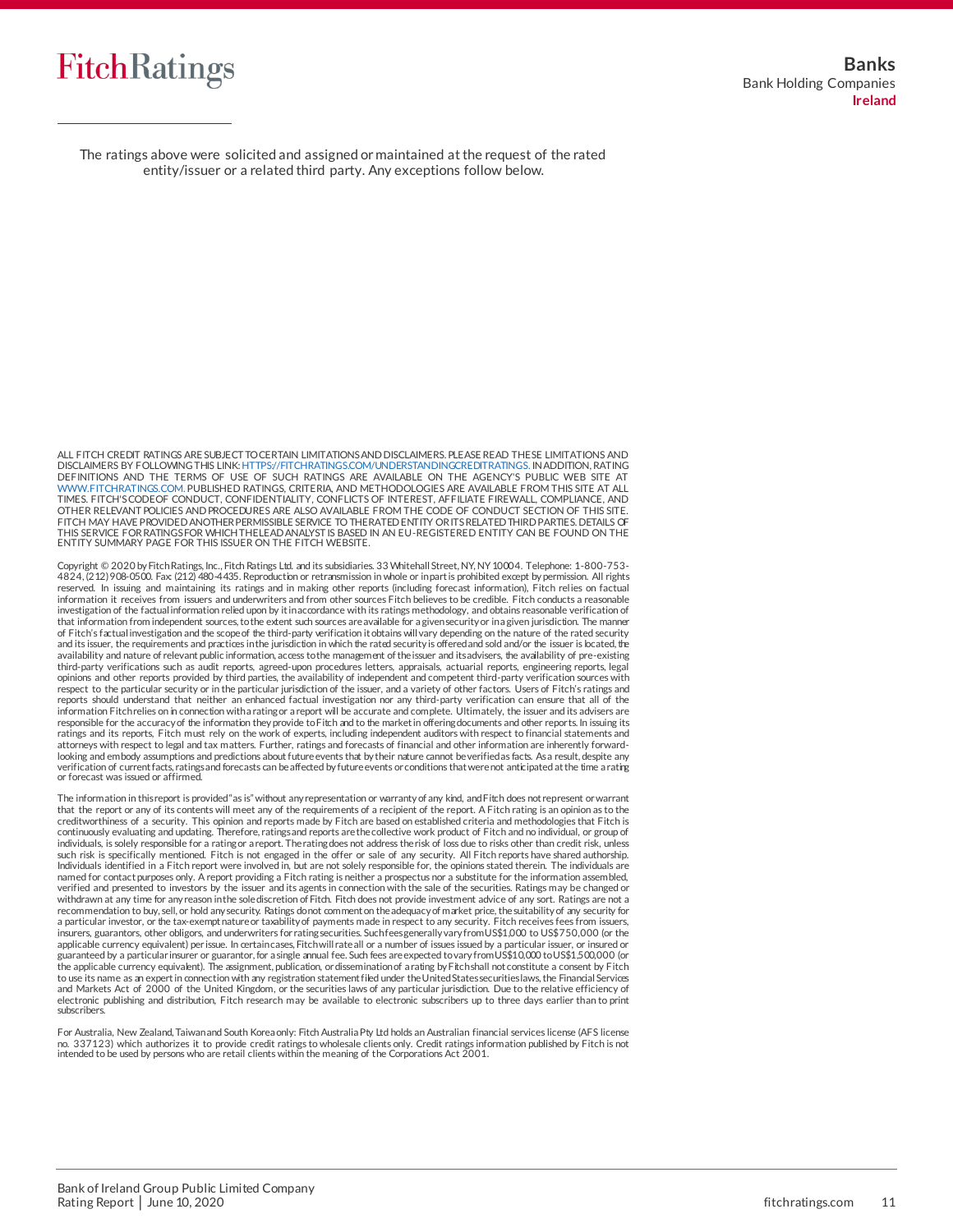The ratings above were solicited and assigned or maintained at the request of the rated entity/issuer or a related third party. Any exceptions follow below.

ALL FITCH CREDIT RATINGS ARE SUBJECT TO CERTAIN LIMITATIONS AND DISCLAIMERS. PLEASE READ THESE LIMITATIONS AND DISCLAIMERS BY FOLLOWING THIS LINK: HTTPS://FITCHRATINGS.COM/UNDERSTANDINGCREDITRATINGS. IN ADDITION, RATING DEFINITIONS AND THE TERMS OF USE OF SUCH RATINGS ARE AVAILABLE ON THE AGENCY'S PUBLIC WEB SITE AT WWW.FITCHRATINGS.COM. PUBLISHED RATINGS, CRITERIA, AND METHODOLOGIES ARE AVAILABLE FROM THIS SITE AT ALL TIMES. FITCH'S CODE OF CONDUCT, CONFIDENTIALITY, CONFLICTS OF INTEREST, AFFILIATE FIREWALL, COMPLIANCE, AND OTHER RELEVANT POLICIES AND PROCEDURES ARE ALSO AVAILABLE FROM THE CODE OF CONDUCT SECTION OF THIS SITE. FITCH MAY HAVE PROVIDED ANOTHER PERMISSIBLE SERVICE TO THE RATED ENTITY OR ITS RELATED THIRD PARTIES. DETAILS OF THIS SERVICE FOR RATINGS FOR WHICH THE LEAD ANALYST IS BASED IN AN EU-REGISTERED ENTITY CAN BE FOUND ON THE ENTITY SUMMARY PAGE FOR THIS ISSUER ON THE FITCH WEBSITE.

Copyright © 2020 by Fitch Ratings, Inc., Fitch Ratings Ltd. and its subsidiaries. 33 Whitehall Street, NY, NY 10004. Telephone: 1-800-753-4824, (212) 908-0500. Fax: (212) 480-4435. Reproduction or retransmission in whole or in part is prohibited except by permission. All rights reserved. In issuing and maintaining its ratings and in making other reports (including forecast information), Fitch relies on factual information it receives from issuers and underwriters and from other sources Fitch believes to be credible. Fitch conducts a reasonable investigation of the factual information relied upon by it in accordance with its ratings methodology, and obtains reasonable verification of that information from independent sources, to the extent such sources are available for a given security or in a given jurisdiction. The manner of Fitch's factual investigation and the scope of the third-party verification it obtains will vary depending on the nature of the rated security and its issuer, the requirements and practices in the jurisdiction in which the rated security is offered and sold and/or the issuer is located, the availability and nature of relevant public information, access to the management of the issuer and its advisers, the availability of pre-existing third-party verifications such as audit reports, agreed-upon procedures letters, appraisals, actuarial reports, engineering reports, legal opinions and other reports provided by third parties, the availability of independent and competent third-party verification sources with respect to the particular security or in the particular jurisdiction of the issuer, and a variety of other factors. Users of Fitch's ratings and reports should understand that neither an enhanced factual investigation nor any third-party verification can ensure that all of the information Fitch relies on in connection with a rating or a report will be accurate and complete. Ultimately, the issuer and its advisers are responsible for the accuracy of the information they provide to Fitch and to the market in offering documents and other reports. In issuing its ratings and its reports, Fitch must rely on the work of experts, including independent auditors with respect to financial statements and attorneys with respect to legal and tax matters. Further, ratings and forecasts of financial and other information are inherently forward-looking and embody assumptions and predictions about future events that by their nature cannot be verified as facts. As a result, despite any verification of current facts, ratings and forecasts can be affected by future events or conditions that were not anticipated at the time a rating or forecast was issued or affirmed.

The information in this report is provided "as is" without any representation or warranty of any kind, and Fitch does not represent or warrant that the report or any of its contents will meet any of the requirements of a recipient of the report. A Fitch rating is an opinion as to the creditworthiness of a security. This opinion and reports made by Fitch are based on established criteria and methodologies that Fitch is continuously evaluating and updating. Therefore, ratings and reports are the collective work product of Fitch and no individual, or group of individuals, is solely responsible for a rating or a report. The rating does not address the risk of loss due to risks other than credit risk, unless such risk is specifically mentioned. Fitch is not engaged in the offer or sale of any security. All Fitch reports have shared authorship. Individuals identified in a Fitch report were involved in, but are not solely responsible for, the opinions stated therein. The individuals are named for contact purposes only. A report providing a Fitch rating is neither a prospectus nor a substitute for the information assembled, verified and presented to investors by the issuer and its agents in connection with the sale of the securities. Ratings may be changed or withdrawn at any time for any reason in the sole discretion of Fitch. Fitch does not provide investment advice of any sort. Ratings are not a recommendation to buy, sell, or hold any security. Ratings do not comment on the adequacy of market price, the suitability of any security for a particular investor, or the tax-exempt nature or taxability of payments made in respect to any security. Fitch receives fees from issuers, insurers, guarantors, other obligors, and underwriters for rating securities. Such fees generally vary from US$1,000 to US$750,000 (or the applicable currency equivalent) per issue. In certain cases, Fitch will rate all or a number of issues issued by a particular issuer, or insured or guaranteed by a particular insurer or guarantor, for a single annual fee. Such fees are expected to vary from US$10,000 to US$1,500,000 (or the applicable currency equivalent). The assignment, publication, or dissemination of a rating by Fitch shall not constitute a consent by Fitch to use its name as an expert in connection with any registration statement filed under the United States securities laws, the Financial Services and Markets Act of 2000 of the United Kingdom, or the securities laws of any particular jurisdiction. Due to the relative efficiency of electronic publishing and distribution, Fitch research may be available to electronic subscribers up to three days earlier than to print subscribers.

For Australia, New Zealand, Taiwan and South Korea only: Fitch Australia Pty Ltd holds an Australian financial services license (AFS license no. 337123) which authorizes it to provide credit ratings to wholesale clients only. Credit ratings information published by Fitch is not intended to be used by persons who are retail clients within the meaning of the Corporations Act 2001.